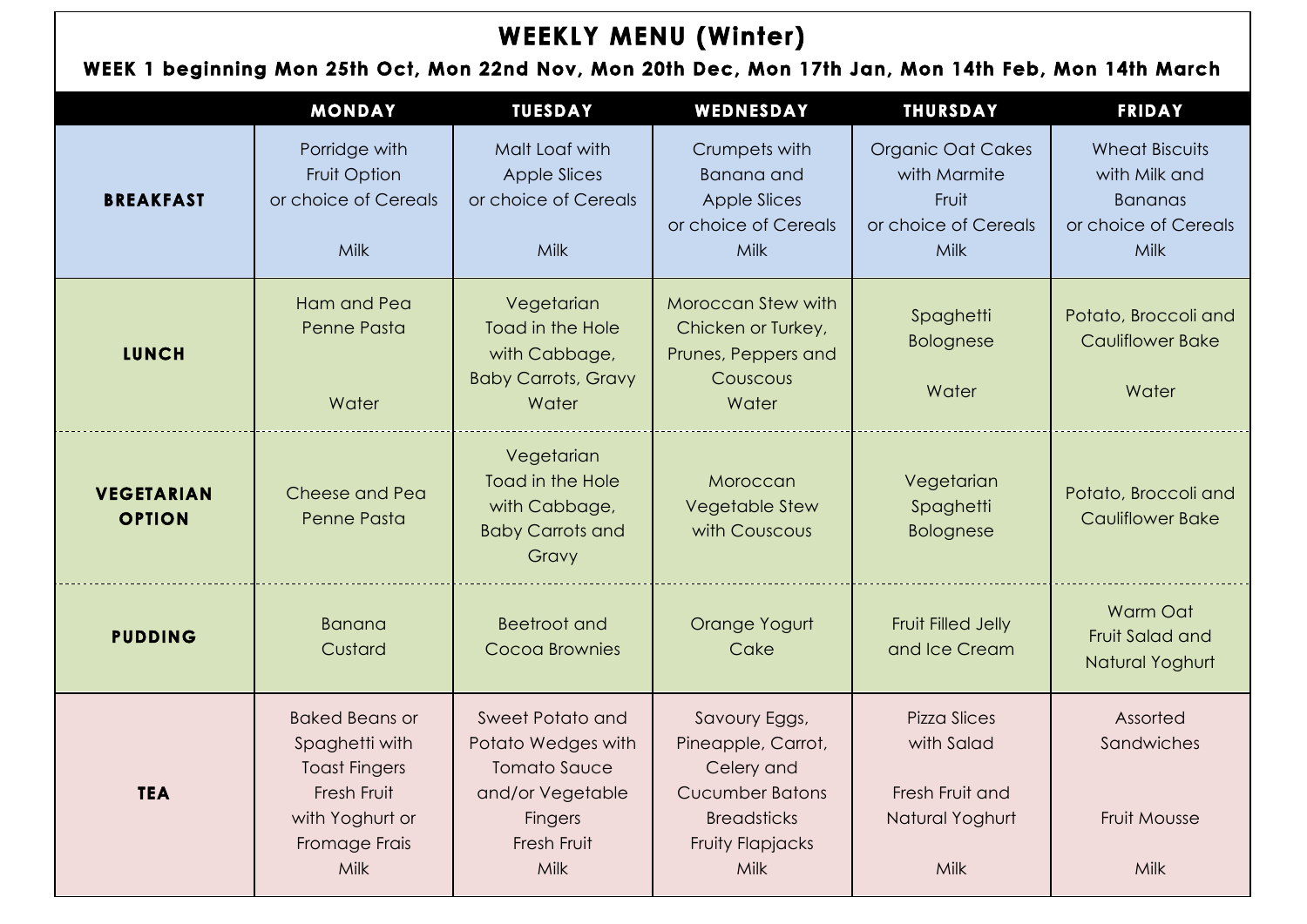# WEEKLY MENU (Winter)

## WEEK 1 beginning Mon 25th Oct, Mon 22nd Nov, Mon 20th Dec, Mon 17th Jan, Mon 14th Feb, Mon 14th March

| | MONDAY | TUESDAY | WEDNESDAY | THURSDAY | FRIDAY |
|---|---|---|---|---|---|
| **BREAKFAST** | Porridge with Fruit Option or choice of Cereals<br><br>Milk | Malt Loaf with Apple Slices or choice of Cereals<br><br>Milk | Crumpets with Banana and Apple Slices or choice of Cereals<br>Milk | Organic Oat Cakes with Marmite Fruit or choice of Cereals<br>Milk | Wheat Biscuits with Milk and Bananas or choice of Cereals<br>Milk |
| **LUNCH** | Ham and Pea Penne Pasta<br><br>Water | Vegetarian Toad in the Hole with Cabbage, Baby Carrots, Gravy<br>Water | Moroccan Stew with Chicken or Turkey, Prunes, Peppers and Couscous<br>Water | Spaghetti Bolognese<br><br>Water | Potato, Broccoli and Cauliflower Bake<br><br>Water |
| **VEGETARIAN OPTION** | Cheese and Pea Penne Pasta | Vegetarian Toad in the Hole with Cabbage, Baby Carrots and Gravy | Moroccan Vegetable Stew with Couscous | Vegetarian Spaghetti Bolognese | Potato, Broccoli and Cauliflower Bake |
| **PUDDING** | Banana Custard | Beetroot and Cocoa Brownies | Orange Yogurt Cake | Fruit Filled Jelly and Ice Cream | Warm Oat Fruit Salad and Natural Yoghurt |
| **TEA** | Baked Beans or Spaghetti with Toast Fingers<br>Fresh Fruit with Yoghurt or Fromage Frais<br>Milk | Sweet Potato and Potato Wedges with Tomato Sauce and/or Vegetable Fingers<br>Fresh Fruit<br>Milk | Savoury Eggs, Pineapple, Carrot, Celery and Cucumber Batons<br>Breadsticks<br>Fruity Flapjacks<br>Milk | Pizza Slices with Salad<br><br>Fresh Fruit and Natural Yoghurt<br><br>Milk | Assorted Sandwiches<br><br>Fruit Mousse<br><br>Milk |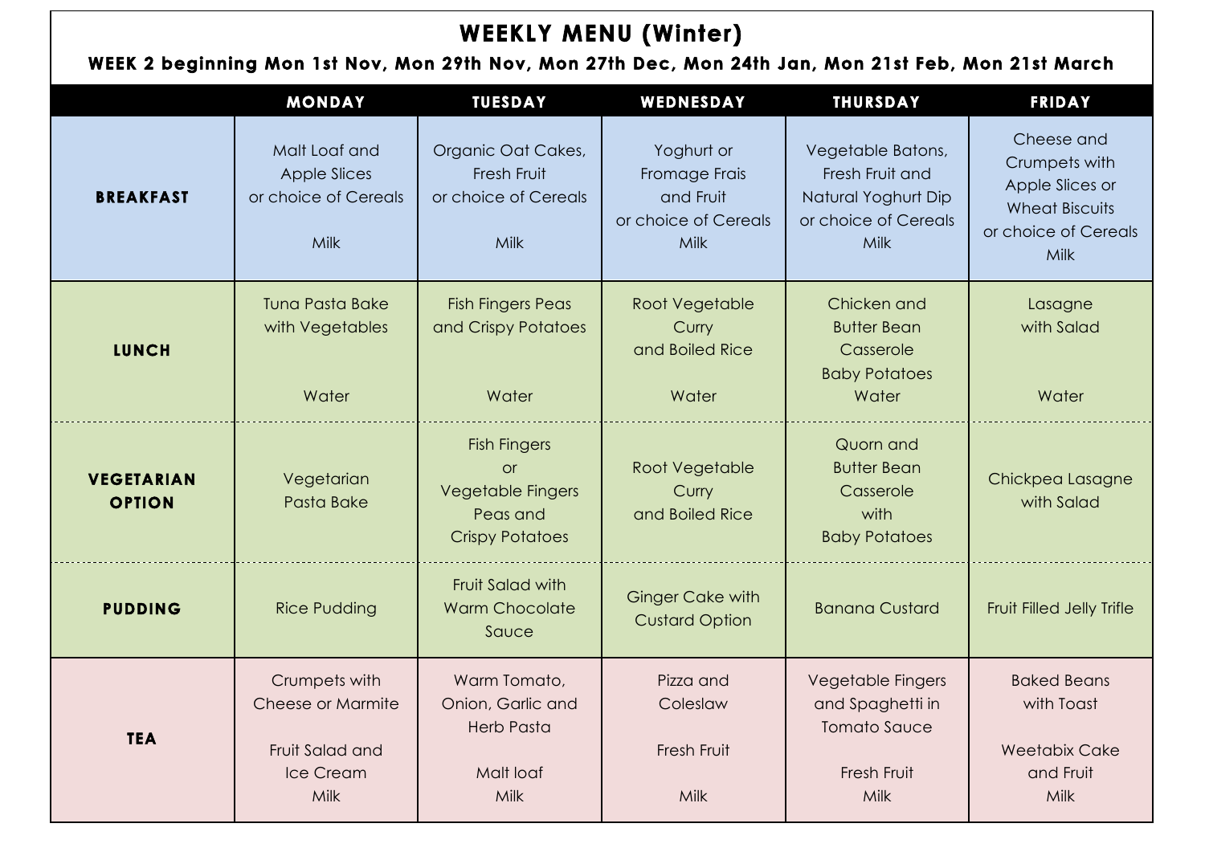# WEEKLY MENU (Winter)

**WEEK 2 beginning Mon 1st Nov, Mon 29th Nov, Mon 27th Dec, Mon 24th Jan, Mon 21st Feb, Mon 21st March**

| | MONDAY | TUESDAY | WEDNESDAY | THURSDAY | FRIDAY |
|---|---|---|---|---|---|
| **BREAKFAST** | Malt Loaf and Apple Slices or choice of Cereals<br><br>Milk | Organic Oat Cakes, Fresh Fruit or choice of Cereals<br><br>Milk | Yoghurt or Fromage Frais and Fruit or choice of Cereals<br>Milk | Vegetable Batons, Fresh Fruit and Natural Yoghurt Dip or choice of Cereals<br>Milk | Cheese and Crumpets with Apple Slices or Wheat Biscuits or choice of Cereals<br>Milk |
| **LUNCH** | Tuna Pasta Bake with Vegetables<br><br>Water | Fish Fingers Peas and Crispy Potatoes<br><br>Water | Root Vegetable Curry and Boiled Rice<br><br>Water | Chicken and Butter Bean Casserole Baby Potatoes<br>Water | Lasagne with Salad<br><br>Water |
| **VEGETARIAN OPTION** | Vegetarian Pasta Bake | Fish Fingers or Vegetable Fingers Peas and Crispy Potatoes | Root Vegetable Curry and Boiled Rice | Quorn and Butter Bean Casserole with Baby Potatoes | Chickpea Lasagne with Salad |
| **PUDDING** | Rice Pudding | Fruit Salad with Warm Chocolate Sauce | Ginger Cake with Custard Option | Banana Custard | Fruit Filled Jelly Trifle |
| **TEA** | Crumpets with Cheese or Marmite<br><br>Fruit Salad and Ice Cream<br>Milk | Warm Tomato, Onion, Garlic and Herb Pasta<br><br>Malt loaf<br>Milk | Pizza and Coleslaw<br><br>Fresh Fruit<br><br>Milk | Vegetable Fingers and Spaghetti in Tomato Sauce<br><br>Fresh Fruit<br>Milk | Baked Beans with Toast<br><br>Weetabix Cake and Fruit<br>Milk |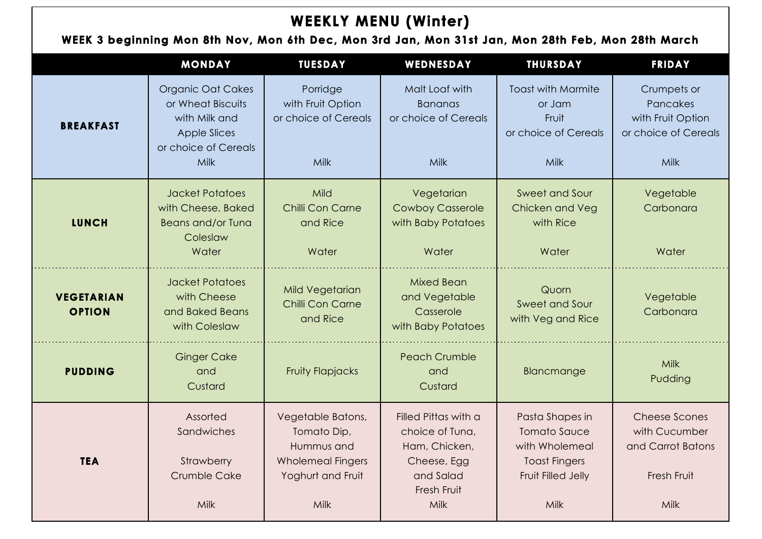# WEEKLY MENU (Winter)

## WEEK 3 beginning Mon 8th Nov, Mon 6th Dec, Mon 3rd Jan, Mon 31st Jan, Mon 28th Feb, Mon 28th March

| | MONDAY | TUESDAY | WEDNESDAY | THURSDAY | FRIDAY |
|---|---|---|---|---|---|
| **BREAKFAST** | Organic Oat Cakes or Wheat Biscuits with Milk and Apple Slices or choice of Cereals Milk | Porridge with Fruit Option or choice of Cereals Milk | Malt Loaf with Bananas or choice of Cereals Milk | Toast with Marmite or Jam Fruit or choice of Cereals Milk | Crumpets or Pancakes with Fruit Option or choice of Cereals Milk |
| **LUNCH** | Jacket Potatoes with Cheese, Baked Beans and/or Tuna Coleslaw Water | Mild Chilli Con Carne and Rice Water | Vegetarian Cowboy Casserole with Baby Potatoes Water | Sweet and Sour Chicken and Veg with Rice Water | Vegetable Carbonara Water |
| **VEGETARIAN OPTION** | Jacket Potatoes with Cheese and Baked Beans with Coleslaw | Mild Vegetarian Chilli Con Carne and Rice | Mixed Bean and Vegetable Casserole with Baby Potatoes | Quorn Sweet and Sour with Veg and Rice | Vegetable Carbonara |
| **PUDDING** | Ginger Cake and Custard | Fruity Flapjacks | Peach Crumble and Custard | Blancmange | Milk Pudding |
| **TEA** | Assorted Sandwiches Strawberry Crumble Cake Milk | Vegetable Batons, Tomato Dip, Hummus and Wholemeal Fingers Yoghurt and Fruit Milk | Filled Pittas with a choice of Tuna, Ham, Chicken, Cheese, Egg and Salad Fresh Fruit Milk | Pasta Shapes in Tomato Sauce with Wholemeal Toast Fingers Fruit Filled Jelly Milk | Cheese Scones with Cucumber and Carrot Batons Fresh Fruit Milk |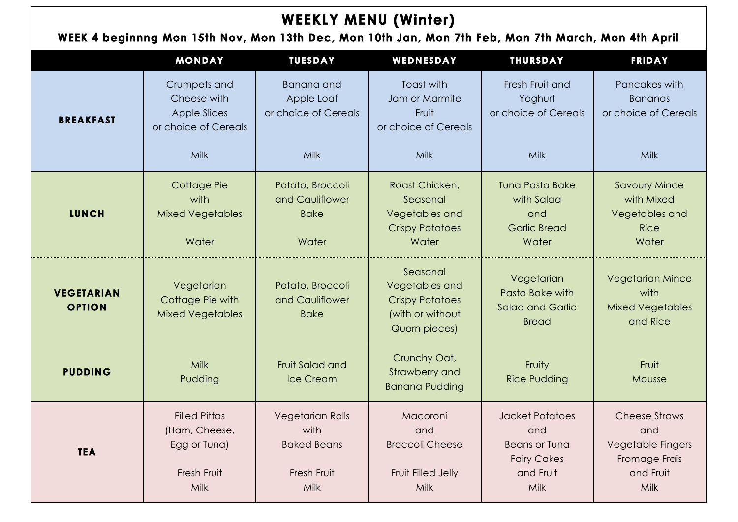# WEEKLY MENU (Winter)

## WEEK 4 beginnng Mon 15th Nov, Mon 13th Dec, Mon 10th Jan, Mon 7th Feb, Mon 7th March, Mon 4th April

| | MONDAY | TUESDAY | WEDNESDAY | THURSDAY | FRIDAY |
|---|---|---|---|---|---|
| **BREAKFAST** | Crumpets and Cheese with Apple Slices or choice of Cereals<br><br>Milk | Banana and Apple Loaf or choice of Cereals<br><br>Milk | Toast with Jam or Marmite Fruit or choice of Cereals<br><br>Milk | Fresh Fruit and Yoghurt or choice of Cereals<br><br>Milk | Pancakes with Bananas or choice of Cereals<br><br>Milk |
| **LUNCH** | Cottage Pie with Mixed Vegetables<br><br>Water | Potato, Broccoli and Cauliflower Bake<br><br>Water | Roast Chicken, Seasonal Vegetables and Crispy Potatoes<br>Water | Tuna Pasta Bake with Salad and Garlic Bread<br>Water | Savoury Mince with Mixed Vegetables and Rice<br>Water |
| **VEGETARIAN OPTION** | Vegetarian Cottage Pie with Mixed Vegetables | Potato, Broccoli and Cauliflower Bake | Seasonal Vegetables and Crispy Potatoes (with or without Quorn pieces) | Vegetarian Pasta Bake with Salad and Garlic Bread | Vegetarian Mince with Mixed Vegetables and Rice |
| **PUDDING** | Milk Pudding | Fruit Salad and Ice Cream | Crunchy Oat, Strawberry and Banana Pudding | Fruity Rice Pudding | Fruit Mousse |
| **TEA** | Filled Pittas (Ham, Cheese, Egg or Tuna)<br><br>Fresh Fruit<br>Milk | Vegetarian Rolls with Baked Beans<br><br>Fresh Fruit<br>Milk | Macoroni and Broccoli Cheese<br><br>Fruit Filled Jelly<br>Milk | Jacket Potatoes and Beans or Tuna<br>Fairy Cakes and Fruit<br>Milk | Cheese Straws and Vegetable Fingers<br>Fromage Frais and Fruit<br>Milk |